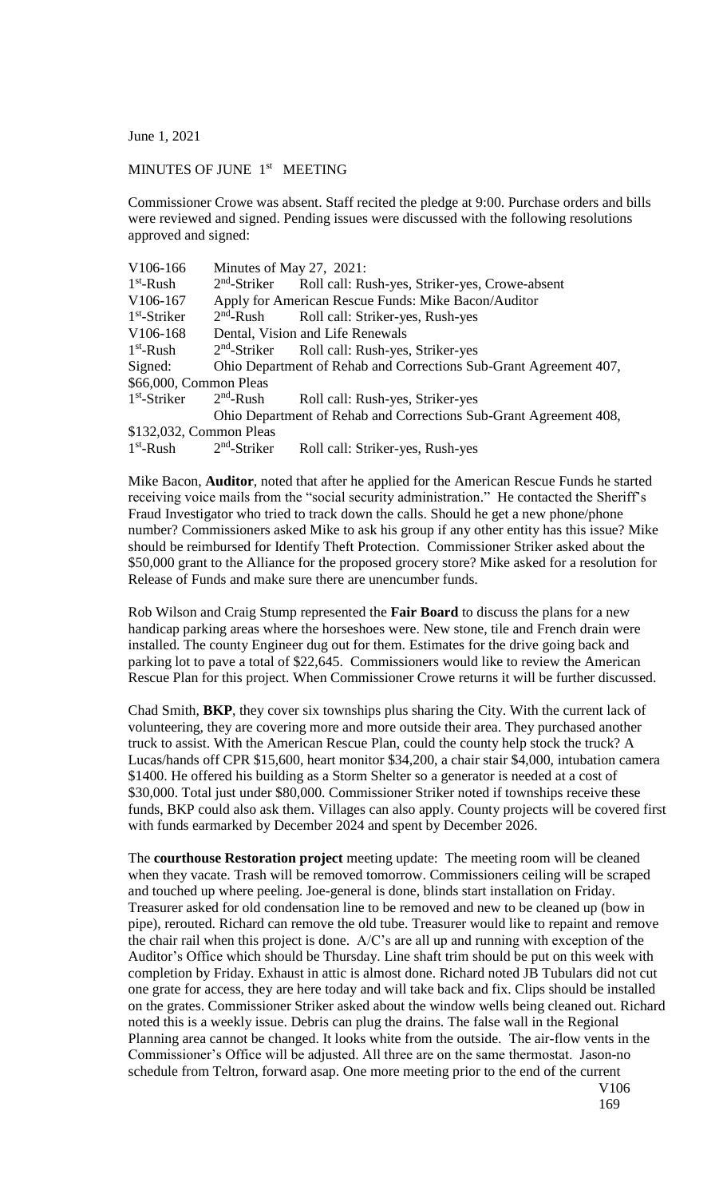June 1, 2021

MINUTES OF JUNE 1st MEETING

Commissioner Crowe was absent. Staff recited the pledge at 9:00. Purchase orders and bills were reviewed and signed. Pending issues were discussed with the following resolutions approved and signed:

V106-166 Minutes of May 27, 2021:
1st-Rush 2nd-Striker Roll call: Rush-yes, Striker-yes, Crowe-absent
V106-167 Apply for American Rescue Funds: Mike Bacon/Auditor
1st-Striker 2nd-Rush Roll call: Striker-yes, Rush-yes
V106-168 Dental, Vision and Life Renewals
1st-Rush 2nd-Striker Roll call: Rush-yes, Striker-yes
Signed: Ohio Department of Rehab and Corrections Sub-Grant Agreement 407, $66,000, Common Pleas
1st-Striker 2nd-Rush Roll call: Rush-yes, Striker-yes
Ohio Department of Rehab and Corrections Sub-Grant Agreement 408, $132,032, Common Pleas
1st-Rush 2nd-Striker Roll call: Striker-yes, Rush-yes

Mike Bacon, **Auditor**, noted that after he applied for the American Rescue Funds he started receiving voice mails from the "social security administration." He contacted the Sheriff's Fraud Investigator who tried to track down the calls. Should he get a new phone/phone number? Commissioners asked Mike to ask his group if any other entity has this issue? Mike should be reimbursed for Identify Theft Protection. Commissioner Striker asked about the $50,000 grant to the Alliance for the proposed grocery store? Mike asked for a resolution for Release of Funds and make sure there are unencumber funds.

Rob Wilson and Craig Stump represented the **Fair Board** to discuss the plans for a new handicap parking areas where the horseshoes were. New stone, tile and French drain were installed. The county Engineer dug out for them. Estimates for the drive going back and parking lot to pave a total of $22,645. Commissioners would like to review the American Rescue Plan for this project. When Commissioner Crowe returns it will be further discussed.

Chad Smith, **BKP**, they cover six townships plus sharing the City. With the current lack of volunteering, they are covering more and more outside their area. They purchased another truck to assist. With the American Rescue Plan, could the county help stock the truck? A Lucas/hands off CPR $15,600, heart monitor $34,200, a chair stair $4,000, intubation camera $1400. He offered his building as a Storm Shelter so a generator is needed at a cost of $30,000. Total just under $80,000. Commissioner Striker noted if townships receive these funds, BKP could also ask them. Villages can also apply. County projects will be covered first with funds earmarked by December 2024 and spent by December 2026.

The **courthouse Restoration project** meeting update: The meeting room will be cleaned when they vacate. Trash will be removed tomorrow. Commissioners ceiling will be scraped and touched up where peeling. Joe-general is done, blinds start installation on Friday. Treasurer asked for old condensation line to be removed and new to be cleaned up (bow in pipe), rerouted. Richard can remove the old tube. Treasurer would like to repaint and remove the chair rail when this project is done. A/C's are all up and running with exception of the Auditor's Office which should be Thursday. Line shaft trim should be put on this week with completion by Friday. Exhaust in attic is almost done. Richard noted JB Tubulars did not cut one grate for access, they are here today and will take back and fix. Clips should be installed on the grates. Commissioner Striker asked about the window wells being cleaned out. Richard noted this is a weekly issue. Debris can plug the drains. The false wall in the Regional Planning area cannot be changed. It looks white from the outside. The air-flow vents in the Commissioner's Office will be adjusted. All three are on the same thermostat. Jason-no schedule from Teltron, forward asap. One more meeting prior to the end of the current

V106
169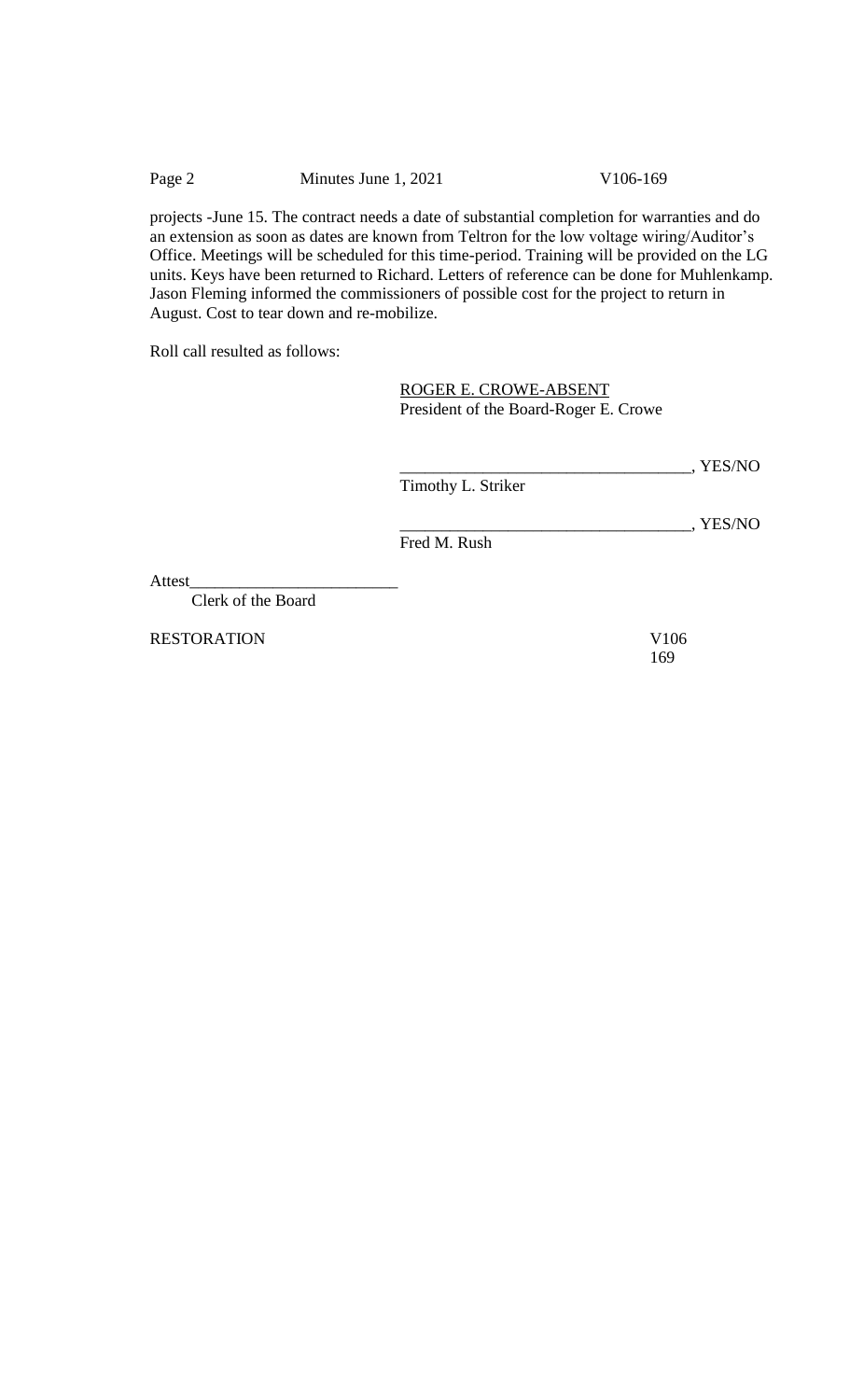projects -June 15. The contract needs a date of substantial completion for warranties and do an extension as soon as dates are known from Teltron for the low voltage wiring/Auditor's Office. Meetings will be scheduled for this time-period. Training will be provided on the LG units. Keys have been returned to Richard. Letters of reference can be done for Muhlenkamp. Jason Fleming informed the commissioners of possible cost for the project to return in August. Cost to tear down and re-mobilize.

Roll call resulted as follows:

ROGER E. CROWE-ABSENT
President of the Board-Roger E. Crowe

__________________________________, YES/NO
Timothy L. Striker

__________________________________, YES/NO
Fred M. Rush

Attest________________________
Clerk of the Board

RESTORATION V106
169